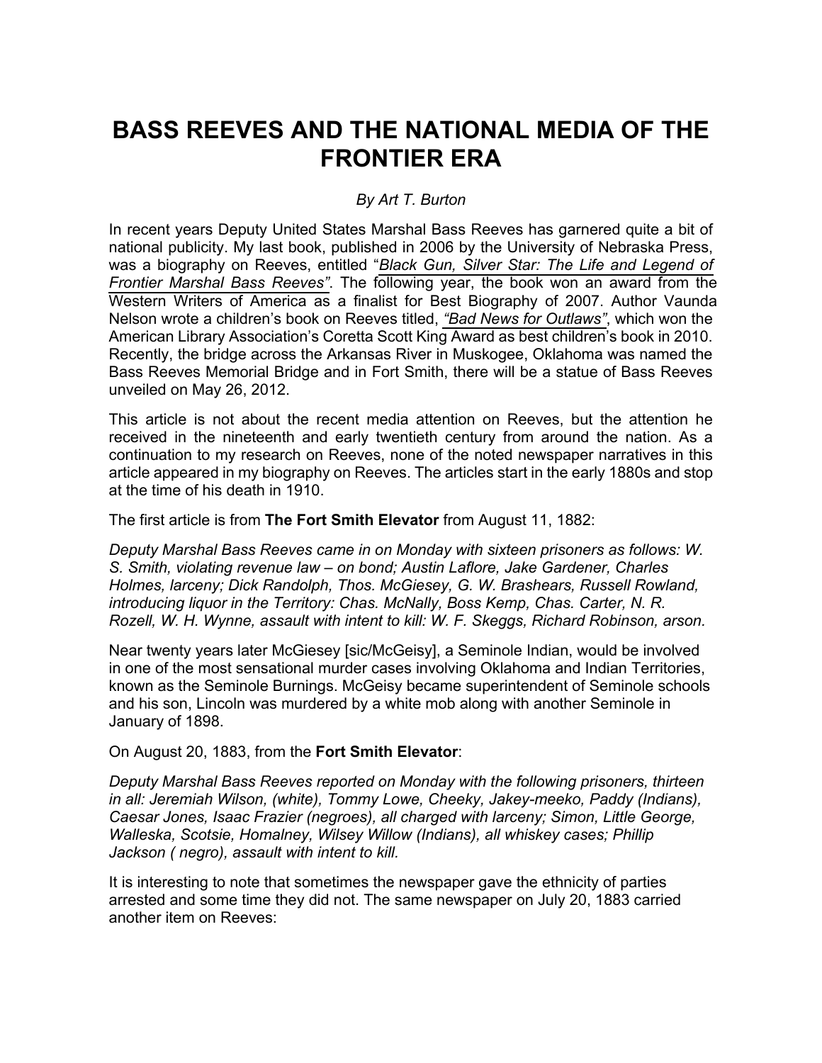# BASS REEVES AND THE NATIONAL MEDIA OF THE FRONTIER ERA

*By Art T. Burton*

In recent years Deputy United States Marshal Bass Reeves has garnered quite a bit of national publicity. My last book, published in 2006 by the University of Nebraska Press, was a biography on Reeves, entitled "*Black Gun, Silver Star: The Life and Legend of Frontier Marshal Bass Reeves"*. The following year, the book won an award from the Western Writers of America as a finalist for Best Biography of 2007. Author Vaunda Nelson wrote a children's book on Reeves titled, *"Bad News for Outlaws"*, which won the American Library Association's Coretta Scott King Award as best children's book in 2010. Recently, the bridge across the Arkansas River in Muskogee, Oklahoma was named the Bass Reeves Memorial Bridge and in Fort Smith, there will be a statue of Bass Reeves unveiled on May 26, 2012.

This article is not about the recent media attention on Reeves, but the attention he received in the nineteenth and early twentieth century from around the nation. As a continuation to my research on Reeves, none of the noted newspaper narratives in this article appeared in my biography on Reeves. The articles start in the early 1880s and stop at the time of his death in 1910.

The first article is from **The Fort Smith Elevator** from August 11, 1882:

*Deputy Marshal Bass Reeves came in on Monday with sixteen prisoners as follows: W. S. Smith, violating revenue law – on bond; Austin Laflore, Jake Gardener, Charles Holmes, larceny; Dick Randolph, Thos. McGiesey, G. W. Brashears, Russell Rowland, introducing liquor in the Territory: Chas. McNally, Boss Kemp, Chas. Carter, N. R. Rozell, W. H. Wynne, assault with intent to kill: W. F. Skeggs, Richard Robinson, arson.*

Near twenty years later McGiesey [sic/McGeisy], a Seminole Indian, would be involved in one of the most sensational murder cases involving Oklahoma and Indian Territories, known as the Seminole Burnings. McGeisy became superintendent of Seminole schools and his son, Lincoln was murdered by a white mob along with another Seminole in January of 1898.

On August 20, 1883, from the **Fort Smith Elevator**:

*Deputy Marshal Bass Reeves reported on Monday with the following prisoners, thirteen in all: Jeremiah Wilson, (white), Tommy Lowe, Cheeky, Jakey-meeko, Paddy (Indians), Caesar Jones, Isaac Frazier (negroes), all charged with larceny; Simon, Little George, Walleska, Scotsie, Homalney, Wilsey Willow (Indians), all whiskey cases; Phillip Jackson ( negro), assault with intent to kill.*

It is interesting to note that sometimes the newspaper gave the ethnicity of parties arrested and some time they did not. The same newspaper on July 20, 1883 carried another item on Reeves: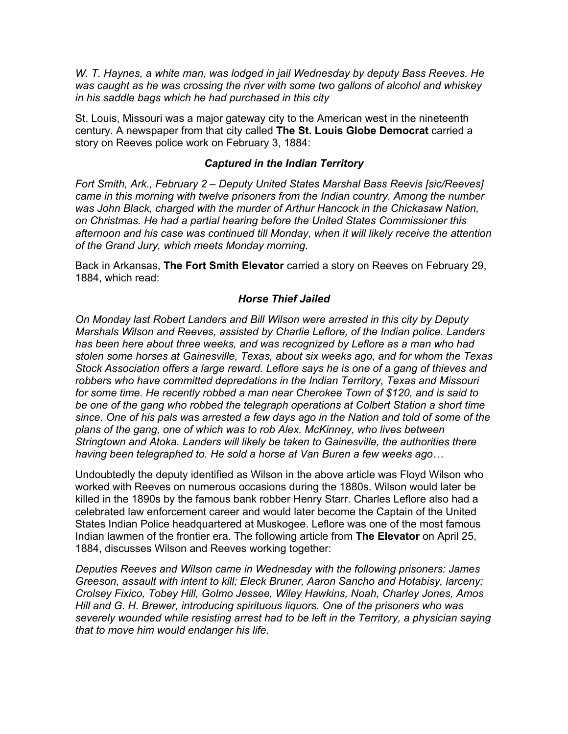*W. T. Haynes, a white man, was lodged in jail Wednesday by deputy Bass Reeves. He was caught as he was crossing the river with some two gallons of alcohol and whiskey in his saddle bags which he had purchased in this city*

St. Louis, Missouri was a major gateway city to the American west in the nineteenth century. A newspaper from that city called **The St. Louis Globe Democrat** carried a story on Reeves police work on February 3, 1884:

### *Captured in the Indian Territory*

*Fort Smith, Ark., February 2 – Deputy United States Marshal Bass Reevis [sic/Reeves] came in this morning with twelve prisoners from the Indian country. Among the number was John Black, charged with the murder of Arthur Hancock in the Chickasaw Nation, on Christmas. He had a partial hearing before the United States Commissioner this afternoon and his case was continued till Monday, when it will likely receive the attention of the Grand Jury, which meets Monday morning.*

Back in Arkansas, **The Fort Smith Elevator** carried a story on Reeves on February 29, 1884, which read:

### *Horse Thief Jailed*

*On Monday last Robert Landers and Bill Wilson were arrested in this city by Deputy Marshals Wilson and Reeves, assisted by Charlie Leflore, of the Indian police. Landers has been here about three weeks, and was recognized by Leflore as a man who had stolen some horses at Gainesville, Texas, about six weeks ago, and for whom the Texas Stock Association offers a large reward. Leflore says he is one of a gang of thieves and robbers who have committed depredations in the Indian Territory, Texas and Missouri for some time. He recently robbed a man near Cherokee Town of $120, and is said to be one of the gang who robbed the telegraph operations at Colbert Station a short time since. One of his pals was arrested a few days ago in the Nation and told of some of the plans of the gang, one of which was to rob Alex. McKinney, who lives between Stringtown and Atoka. Landers will likely be taken to Gainesville, the authorities there having been telegraphed to. He sold a horse at Van Buren a few weeks ago…*

Undoubtedly the deputy identified as Wilson in the above article was Floyd Wilson who worked with Reeves on numerous occasions during the 1880s. Wilson would later be killed in the 1890s by the famous bank robber Henry Starr. Charles Leflore also had a celebrated law enforcement career and would later become the Captain of the United States Indian Police headquartered at Muskogee. Leflore was one of the most famous Indian lawmen of the frontier era. The following article from **The Elevator** on April 25, 1884, discusses Wilson and Reeves working together:

*Deputies Reeves and Wilson came in Wednesday with the following prisoners: James Greeson, assault with intent to kill; Eleck Bruner, Aaron Sancho and Hotabisy, larceny; Crolsey Fixico, Tobey Hill, Golmo Jessee, Wiley Hawkins, Noah, Charley Jones, Amos Hill and G. H. Brewer, introducing spirituous liquors. One of the prisoners who was severely wounded while resisting arrest had to be left in the Territory, a physician saying that to move him would endanger his life.*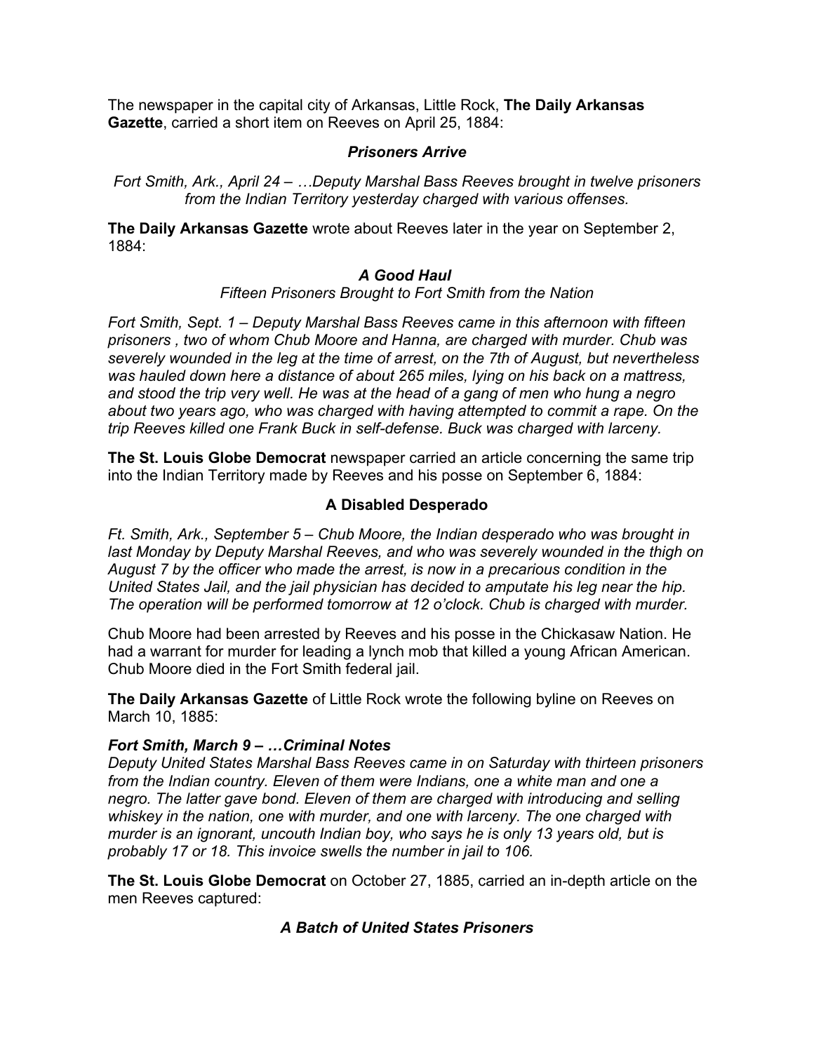The newspaper in the capital city of Arkansas, Little Rock, **The Daily Arkansas Gazette**, carried a short item on Reeves on April 25, 1884:

***Prisoners Arrive***

*Fort Smith, Ark., April 24 – …Deputy Marshal Bass Reeves brought in twelve prisoners from the Indian Territory yesterday charged with various offenses.*

**The Daily Arkansas Gazette** wrote about Reeves later in the year on September 2, 1884:

***A Good Haul***

*Fifteen Prisoners Brought to Fort Smith from the Nation*

*Fort Smith, Sept. 1 – Deputy Marshal Bass Reeves came in this afternoon with fifteen prisoners , two of whom Chub Moore and Hanna, are charged with murder. Chub was severely wounded in the leg at the time of arrest, on the 7th of August, but nevertheless was hauled down here a distance of about 265 miles, lying on his back on a mattress, and stood the trip very well. He was at the head of a gang of men who hung a negro about two years ago, who was charged with having attempted to commit a rape. On the trip Reeves killed one Frank Buck in self-defense. Buck was charged with larceny.*

**The St. Louis Globe Democrat** newspaper carried an article concerning the same trip into the Indian Territory made by Reeves and his posse on September 6, 1884:

**A Disabled Desperado**

*Ft. Smith, Ark., September 5 – Chub Moore, the Indian desperado who was brought in last Monday by Deputy Marshal Reeves, and who was severely wounded in the thigh on August 7 by the officer who made the arrest, is now in a precarious condition in the United States Jail, and the jail physician has decided to amputate his leg near the hip. The operation will be performed tomorrow at 12 o'clock. Chub is charged with murder.*

Chub Moore had been arrested by Reeves and his posse in the Chickasaw Nation. He had a warrant for murder for leading a lynch mob that killed a young African American. Chub Moore died in the Fort Smith federal jail.

**The Daily Arkansas Gazette** of Little Rock wrote the following byline on Reeves on March 10, 1885:

***Fort Smith, March 9 – …Criminal Notes***

*Deputy United States Marshal Bass Reeves came in on Saturday with thirteen prisoners from the Indian country. Eleven of them were Indians, one a white man and one a negro. The latter gave bond. Eleven of them are charged with introducing and selling whiskey in the nation, one with murder, and one with larceny. The one charged with murder is an ignorant, uncouth Indian boy, who says he is only 13 years old, but is probably 17 or 18. This invoice swells the number in jail to 106.*

**The St. Louis Globe Democrat** on October 27, 1885, carried an in-depth article on the men Reeves captured:

***A Batch of United States Prisoners***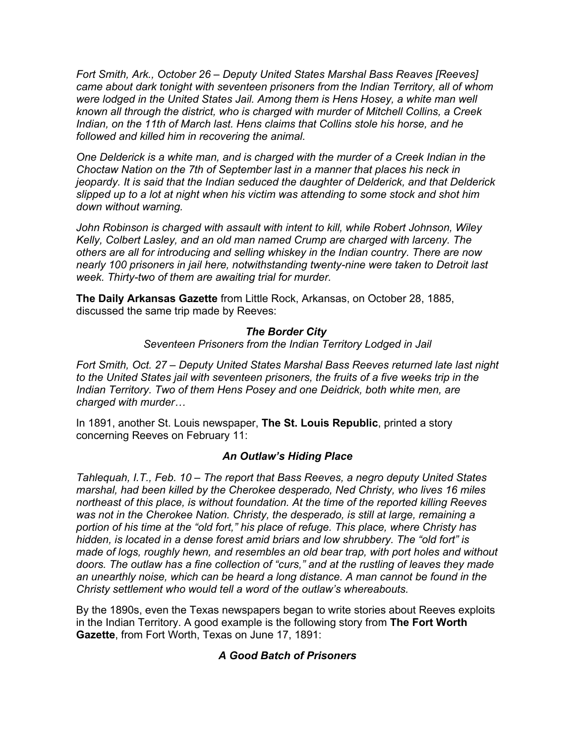*Fort Smith, Ark., October 26 – Deputy United States Marshal Bass Reaves [Reeves] came about dark tonight with seventeen prisoners from the Indian Territory, all of whom were lodged in the United States Jail. Among them is Hens Hosey, a white man well known all through the district, who is charged with murder of Mitchell Collins, a Creek Indian, on the 11th of March last. Hens claims that Collins stole his horse, and he followed and killed him in recovering the animal.*

*One Delderick is a white man, and is charged with the murder of a Creek Indian in the Choctaw Nation on the 7th of September last in a manner that places his neck in jeopardy. It is said that the Indian seduced the daughter of Delderick, and that Delderick slipped up to a lot at night when his victim was attending to some stock and shot him down without warning.*

*John Robinson is charged with assault with intent to kill, while Robert Johnson, Wiley Kelly, Colbert Lasley, and an old man named Crump are charged with larceny. The others are all for introducing and selling whiskey in the Indian country. There are now nearly 100 prisoners in jail here, notwithstanding twenty-nine were taken to Detroit last week. Thirty-two of them are awaiting trial for murder.*

**The Daily Arkansas Gazette** from Little Rock, Arkansas, on October 28, 1885, discussed the same trip made by Reeves:

***The Border City***

*Seventeen Prisoners from the Indian Territory Lodged in Jail*

*Fort Smith, Oct. 27 – Deputy United States Marshal Bass Reeves returned late last night to the United States jail with seventeen prisoners, the fruits of a five weeks trip in the Indian Territory. Two of them Hens Posey and one Deidrick, both white men, are charged with murder…*

In 1891, another St. Louis newspaper, **The St. Louis Republic**, printed a story concerning Reeves on February 11:

***An Outlaw's Hiding Place***

*Tahlequah, I.T., Feb. 10 – The report that Bass Reeves, a negro deputy United States marshal, had been killed by the Cherokee desperado, Ned Christy, who lives 16 miles northeast of this place, is without foundation. At the time of the reported killing Reeves was not in the Cherokee Nation. Christy, the desperado, is still at large, remaining a portion of his time at the "old fort," his place of refuge. This place, where Christy has hidden, is located in a dense forest amid briars and low shrubbery. The "old fort" is made of logs, roughly hewn, and resembles an old bear trap, with port holes and without doors. The outlaw has a fine collection of "curs," and at the rustling of leaves they made an unearthly noise, which can be heard a long distance. A man cannot be found in the Christy settlement who would tell a word of the outlaw's whereabouts.*

By the 1890s, even the Texas newspapers began to write stories about Reeves exploits in the Indian Territory. A good example is the following story from **The Fort Worth Gazette**, from Fort Worth, Texas on June 17, 1891:

***A Good Batch of Prisoners***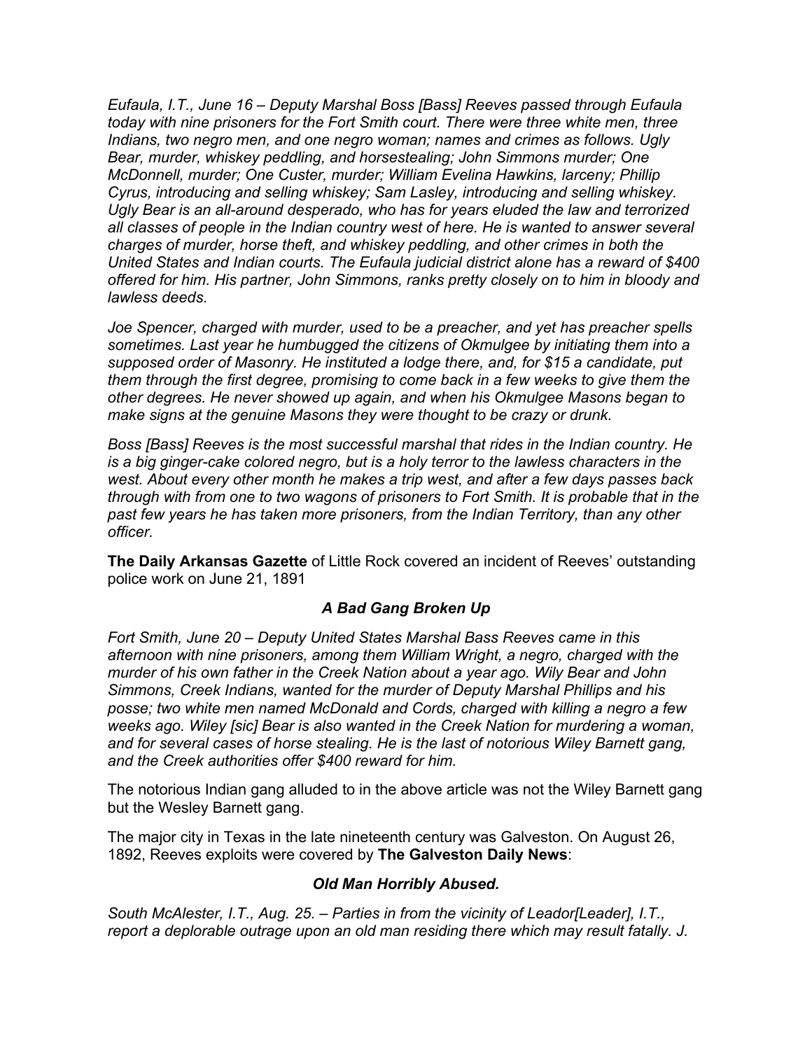*Eufaula, I.T., June 16 – Deputy Marshal Boss [Bass] Reeves passed through Eufaula today with nine prisoners for the Fort Smith court. There were three white men, three Indians, two negro men, and one negro woman; names and crimes as follows. Ugly Bear, murder, whiskey peddling, and horsestealing; John Simmons murder; One McDonnell, murder; One Custer, murder; William Evelina Hawkins, larceny; Phillip Cyrus, introducing and selling whiskey; Sam Lasley, introducing and selling whiskey. Ugly Bear is an all-around desperado, who has for years eluded the law and terrorized all classes of people in the Indian country west of here. He is wanted to answer several charges of murder, horse theft, and whiskey peddling, and other crimes in both the United States and Indian courts. The Eufaula judicial district alone has a reward of $400 offered for him. His partner, John Simmons, ranks pretty closely on to him in bloody and lawless deeds.*

*Joe Spencer, charged with murder, used to be a preacher, and yet has preacher spells sometimes. Last year he humbugged the citizens of Okmulgee by initiating them into a supposed order of Masonry. He instituted a lodge there, and, for $15 a candidate, put them through the first degree, promising to come back in a few weeks to give them the other degrees. He never showed up again, and when his Okmulgee Masons began to make signs at the genuine Masons they were thought to be crazy or drunk.*

*Boss [Bass] Reeves is the most successful marshal that rides in the Indian country. He is a big ginger-cake colored negro, but is a holy terror to the lawless characters in the west. About every other month he makes a trip west, and after a few days passes back through with from one to two wagons of prisoners to Fort Smith. It is probable that in the past few years he has taken more prisoners, from the Indian Territory, than any other officer.*

**The Daily Arkansas Gazette** of Little Rock covered an incident of Reeves' outstanding police work on June 21, 1891

### *A Bad Gang Broken Up*

*Fort Smith, June 20 – Deputy United States Marshal Bass Reeves came in this afternoon with nine prisoners, among them William Wright, a negro, charged with the murder of his own father in the Creek Nation about a year ago. Wily Bear and John Simmons, Creek Indians, wanted for the murder of Deputy Marshal Phillips and his posse; two white men named McDonald and Cords, charged with killing a negro a few weeks ago. Wiley [sic] Bear is also wanted in the Creek Nation for murdering a woman, and for several cases of horse stealing. He is the last of notorious Wiley Barnett gang, and the Creek authorities offer $400 reward for him.*

The notorious Indian gang alluded to in the above article was not the Wiley Barnett gang but the Wesley Barnett gang.

The major city in Texas in the late nineteenth century was Galveston. On August 26, 1892, Reeves exploits were covered by **The Galveston Daily News**:

### *Old Man Horribly Abused.*

*South McAlester, I.T., Aug. 25. – Parties in from the vicinity of Leador[Leader], I.T., report a deplorable outrage upon an old man residing there which may result fatally. J.*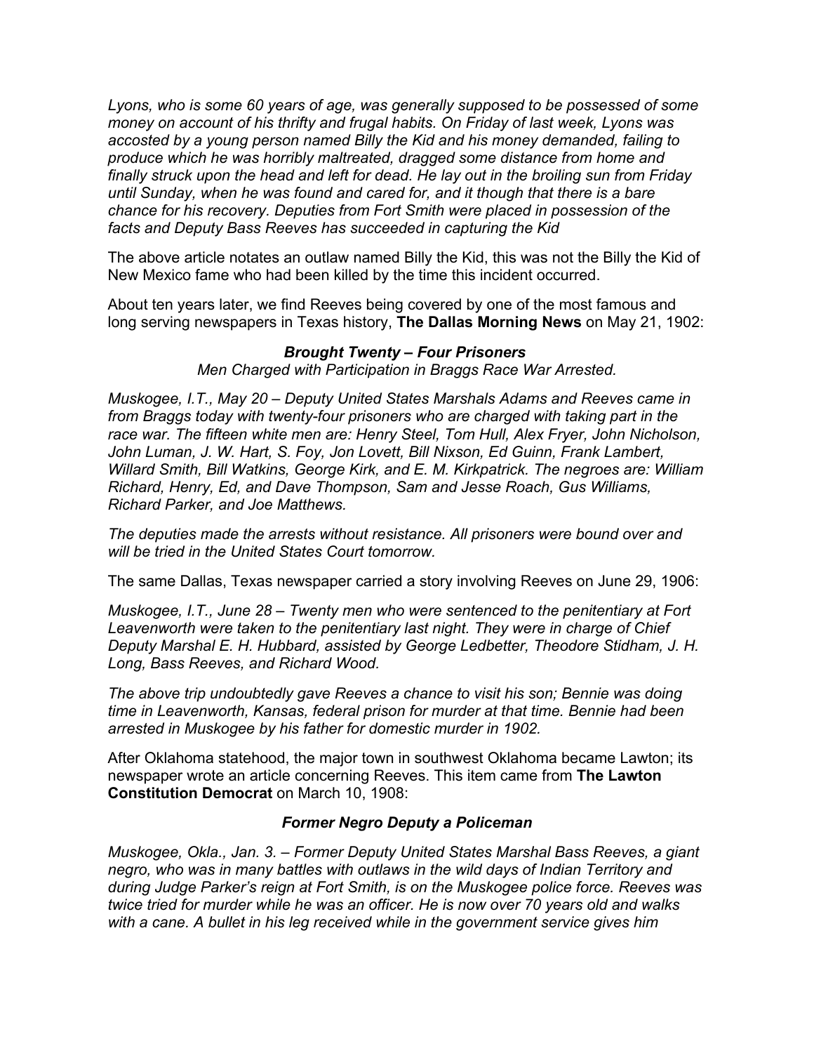*Lyons, who is some 60 years of age, was generally supposed to be possessed of some money on account of his thrifty and frugal habits. On Friday of last week, Lyons was accosted by a young person named Billy the Kid and his money demanded, failing to produce which he was horribly maltreated, dragged some distance from home and finally struck upon the head and left for dead. He lay out in the broiling sun from Friday until Sunday, when he was found and cared for, and it though that there is a bare chance for his recovery. Deputies from Fort Smith were placed in possession of the facts and Deputy Bass Reeves has succeeded in capturing the Kid*

The above article notates an outlaw named Billy the Kid, this was not the Billy the Kid of New Mexico fame who had been killed by the time this incident occurred.

About ten years later, we find Reeves being covered by one of the most famous and long serving newspapers in Texas history, **The Dallas Morning News** on May 21, 1902:

***Brought Twenty – Four Prisoners***

*Men Charged with Participation in Braggs Race War Arrested.*

*Muskogee, I.T., May 20 – Deputy United States Marshals Adams and Reeves came in from Braggs today with twenty-four prisoners who are charged with taking part in the race war. The fifteen white men are: Henry Steel, Tom Hull, Alex Fryer, John Nicholson, John Luman, J. W. Hart, S. Foy, Jon Lovett, Bill Nixson, Ed Guinn, Frank Lambert, Willard Smith, Bill Watkins, George Kirk, and E. M. Kirkpatrick. The negroes are: William Richard, Henry, Ed, and Dave Thompson, Sam and Jesse Roach, Gus Williams, Richard Parker, and Joe Matthews.*

*The deputies made the arrests without resistance. All prisoners were bound over and will be tried in the United States Court tomorrow.*

The same Dallas, Texas newspaper carried a story involving Reeves on June 29, 1906:

*Muskogee, I.T., June 28 – Twenty men who were sentenced to the penitentiary at Fort Leavenworth were taken to the penitentiary last night. They were in charge of Chief Deputy Marshal E. H. Hubbard, assisted by George Ledbetter, Theodore Stidham, J. H. Long, Bass Reeves, and Richard Wood.*

*The above trip undoubtedly gave Reeves a chance to visit his son; Bennie was doing time in Leavenworth, Kansas, federal prison for murder at that time. Bennie had been arrested in Muskogee by his father for domestic murder in 1902.*

After Oklahoma statehood, the major town in southwest Oklahoma became Lawton; its newspaper wrote an article concerning Reeves. This item came from **The Lawton Constitution Democrat** on March 10, 1908:

***Former Negro Deputy a Policeman***

*Muskogee, Okla., Jan. 3. – Former Deputy United States Marshal Bass Reeves, a giant negro, who was in many battles with outlaws in the wild days of Indian Territory and during Judge Parker's reign at Fort Smith, is on the Muskogee police force. Reeves was twice tried for murder while he was an officer. He is now over 70 years old and walks with a cane. A bullet in his leg received while in the government service gives him*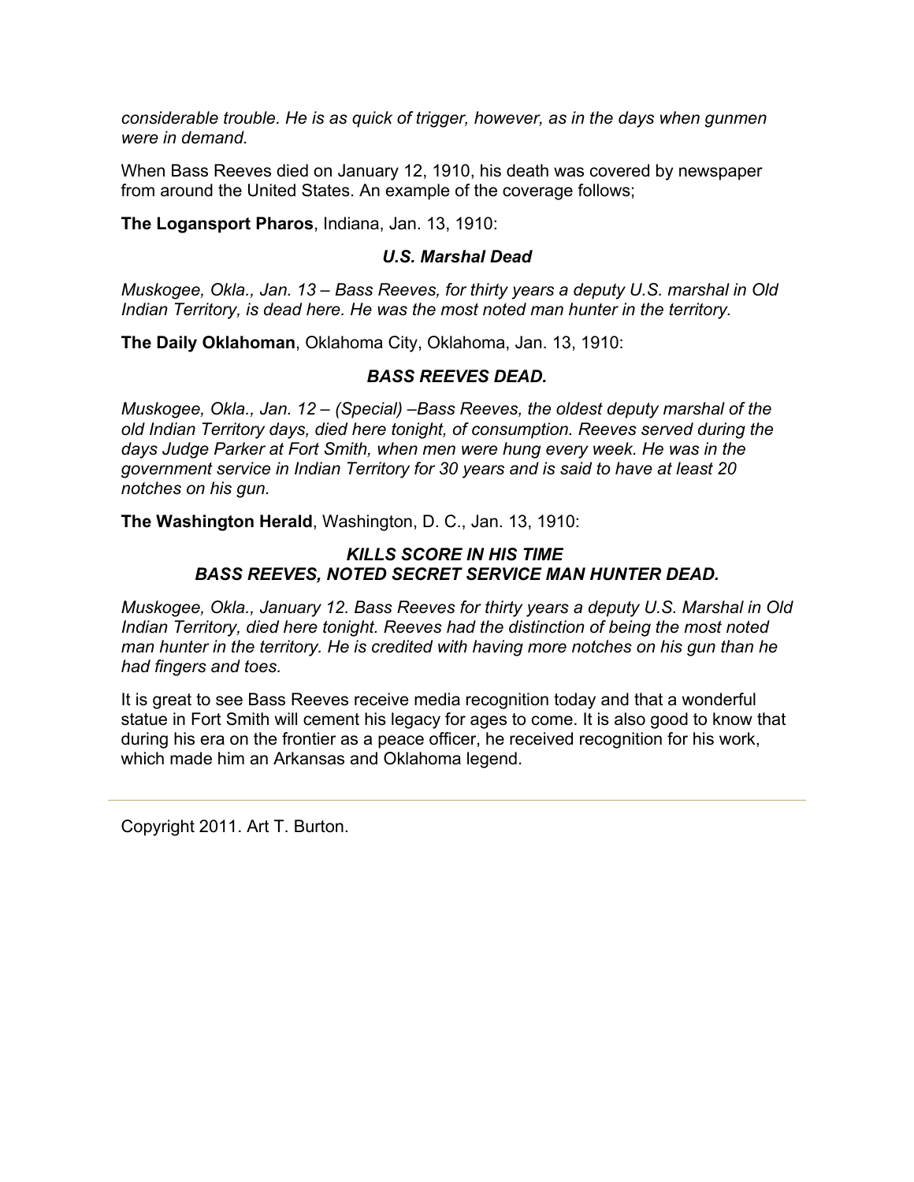*considerable trouble. He is as quick of trigger, however, as in the days when gunmen were in demand.*

When Bass Reeves died on January 12, 1910, his death was covered by newspaper from around the United States. An example of the coverage follows;

**The Logansport Pharos**, Indiana, Jan. 13, 1910:

***U.S. Marshal Dead***

*Muskogee, Okla., Jan. 13 – Bass Reeves, for thirty years a deputy U.S. marshal in Old Indian Territory, is dead here. He was the most noted man hunter in the territory.*

**The Daily Oklahoman**, Oklahoma City, Oklahoma, Jan. 13, 1910:

***BASS REEVES DEAD.***

*Muskogee, Okla., Jan. 12 – (Special) –Bass Reeves, the oldest deputy marshal of the old Indian Territory days, died here tonight, of consumption. Reeves served during the days Judge Parker at Fort Smith, when men were hung every week. He was in the government service in Indian Territory for 30 years and is said to have at least 20 notches on his gun.*

**The Washington Herald**, Washington, D. C., Jan. 13, 1910:

***KILLS SCORE IN HIS TIME***
***BASS REEVES, NOTED SECRET SERVICE MAN HUNTER DEAD.***

*Muskogee, Okla., January 12. Bass Reeves for thirty years a deputy U.S. Marshal in Old Indian Territory, died here tonight. Reeves had the distinction of being the most noted man hunter in the territory. He is credited with having more notches on his gun than he had fingers and toes.*

It is great to see Bass Reeves receive media recognition today and that a wonderful statue in Fort Smith will cement his legacy for ages to come. It is also good to know that during his era on the frontier as a peace officer, he received recognition for his work, which made him an Arkansas and Oklahoma legend.

---

Copyright 2011. Art T. Burton.